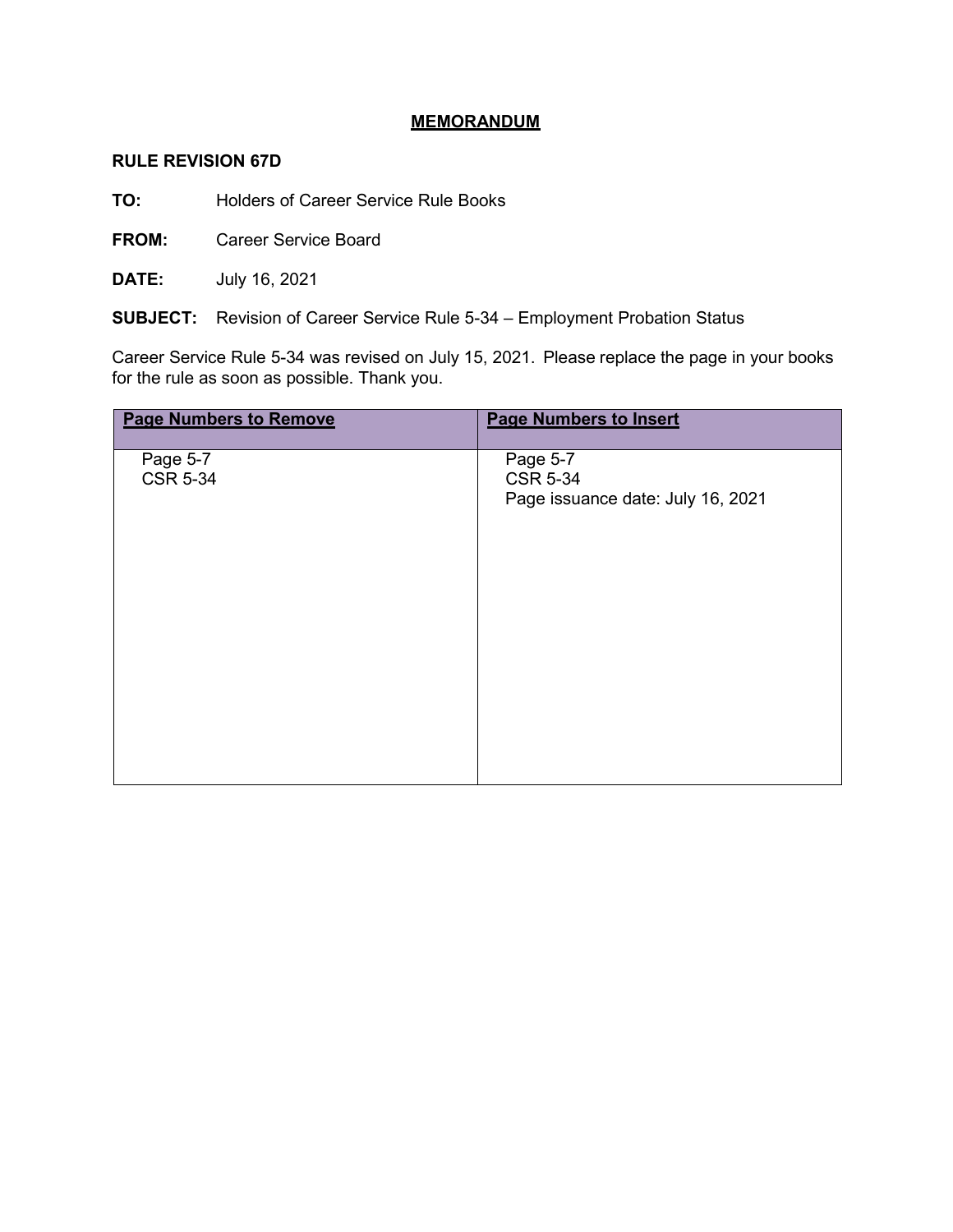# MEMORANDUM

**RULE REVISION 67D**

**TO:** Holders of Career Service Rule Books

**FROM:** Career Service Board

**DATE:** July 16, 2021

**SUBJECT:** Revision of Career Service Rule 5-34 – Employment Probation Status

Career Service Rule 5-34 was revised on July 15, 2021. Please replace the page in your books for the rule as soon as possible. Thank you.

| Page Numbers to Remove | Page Numbers to Insert |
| --- | --- |
| Page 5-7<br>CSR 5-34 | Page 5-7<br>CSR 5-34<br>Page issuance date: July 16, 2021 |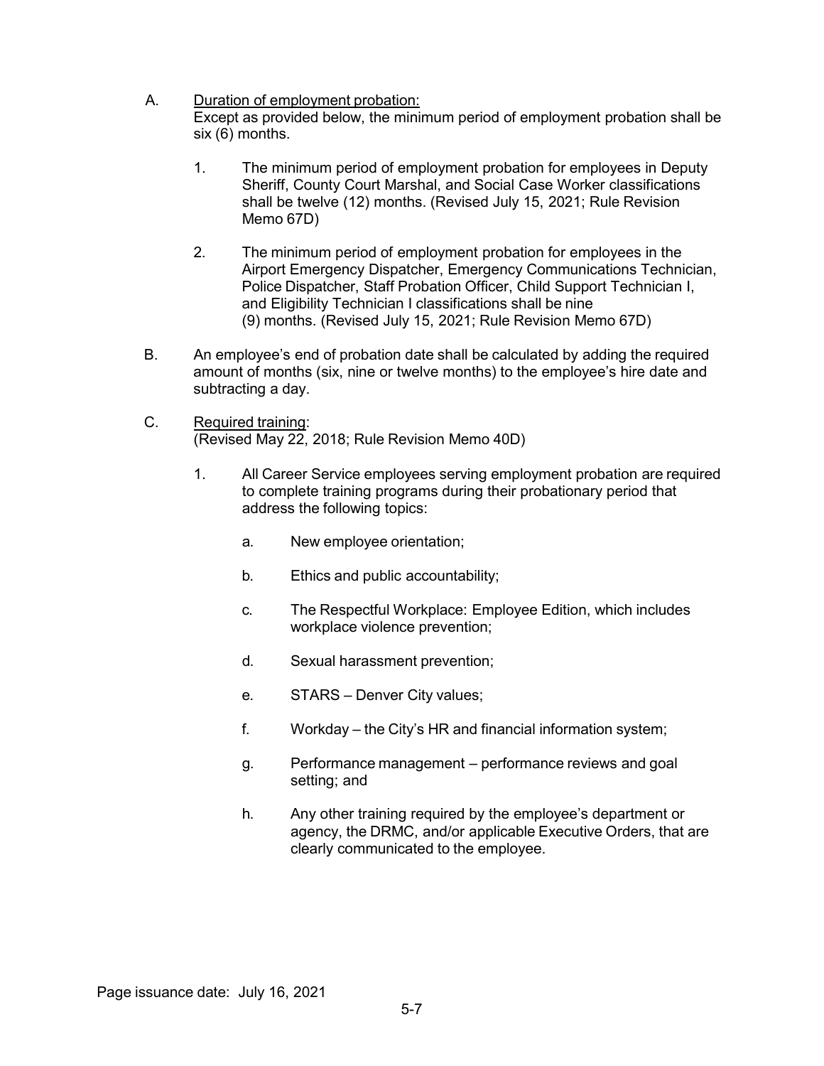A. Duration of employment probation:
Except as provided below, the minimum period of employment probation shall be six (6) months.

1. The minimum period of employment probation for employees in Deputy Sheriff, County Court Marshal, and Social Case Worker classifications shall be twelve (12) months. (Revised July 15, 2021; Rule Revision Memo 67D)

2. The minimum period of employment probation for employees in the Airport Emergency Dispatcher, Emergency Communications Technician, Police Dispatcher, Staff Probation Officer, Child Support Technician I, and Eligibility Technician I classifications shall be nine (9) months. (Revised July 15, 2021; Rule Revision Memo 67D)

B. An employee's end of probation date shall be calculated by adding the required amount of months (six, nine or twelve months) to the employee's hire date and subtracting a day.

C. Required training:
(Revised May 22, 2018; Rule Revision Memo 40D)

1. All Career Service employees serving employment probation are required to complete training programs during their probationary period that address the following topics:

   a. New employee orientation;

   b. Ethics and public accountability;

   c. The Respectful Workplace: Employee Edition, which includes workplace violence prevention;

   d. Sexual harassment prevention;

   e. STARS – Denver City values;

   f. Workday – the City's HR and financial information system;

   g. Performance management – performance reviews and goal setting; and

   h. Any other training required by the employee's department or agency, the DRMC, and/or applicable Executive Orders, that are clearly communicated to the employee.

Page issuance date: July 16, 2021